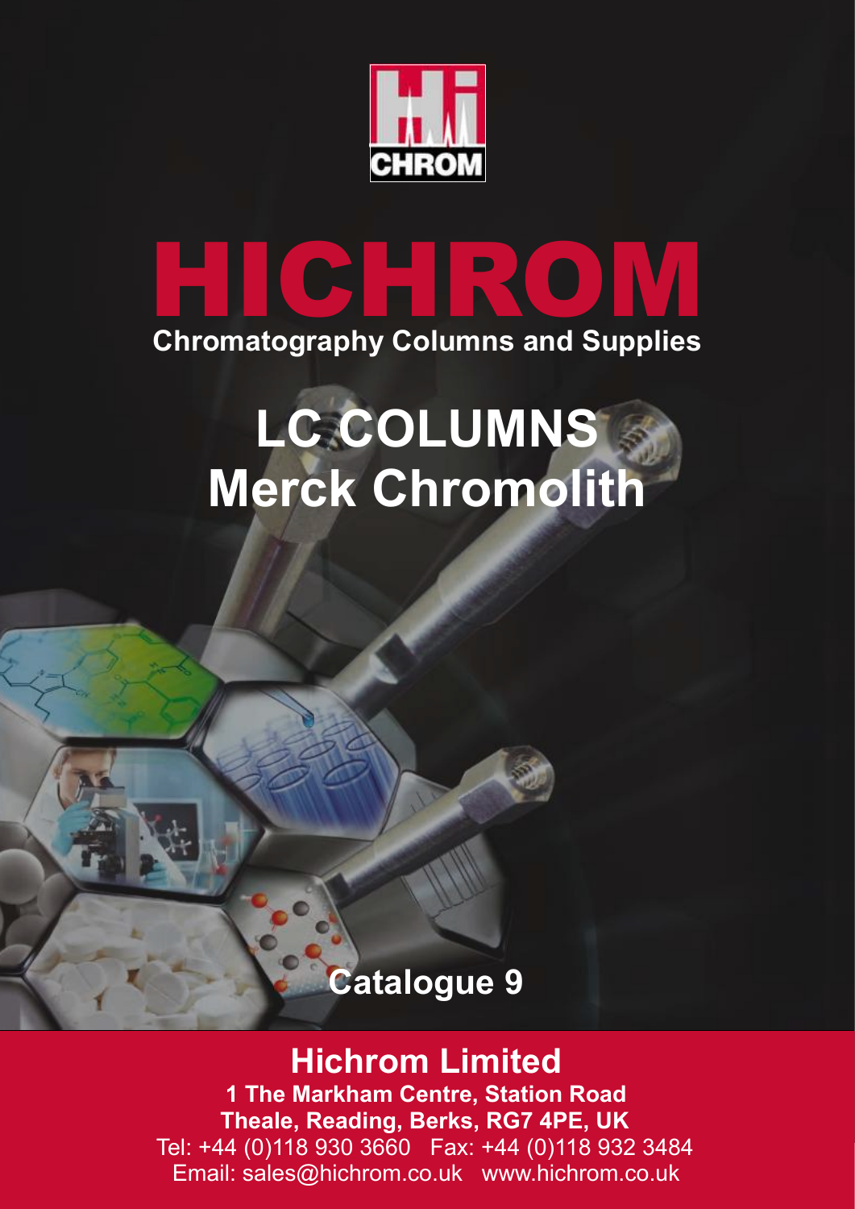# HICHROM

**Chromatography Columns and Supplies**

## LC COLUMNS
## Merck Chromolith

**Catalogue 9**

**Hichrom Limited**

**1 The Markham Centre, Station Road**
**Theale, Reading, Berks, RG7 4PE, UK**
Tel: +44 (0)118 930 3660 Fax: +44 (0)118 932 3484
Email: sales@hichrom.co.uk www.hichrom.co.uk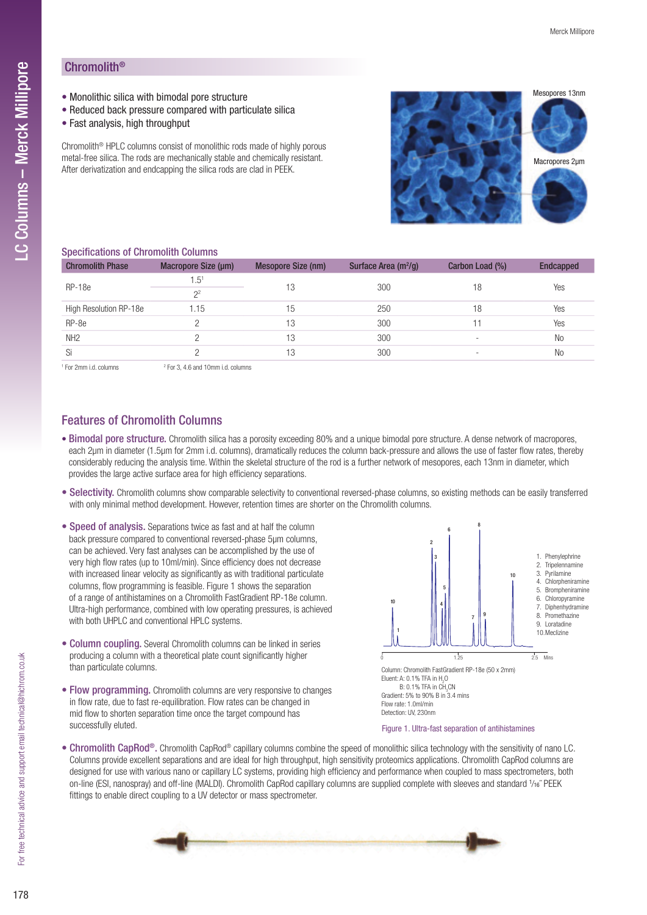## Chromolith®

- Monolithic silica with bimodal pore structure
- Reduced back pressure compared with particulate silica
- Fast analysis, high throughput

Chromolith® HPLC columns consist of monolithic rods made of highly porous metal-free silica. The rods are mechanically stable and chemically resistant. After derivatization and endcapping the silica rods are clad in PEEK.

Mesopores 13nm

Macropores 2µm

### Specifications of Chromolith Columns

| Chromolith Phase | Macropore Size (µm) | Mesopore Size (nm) | Surface Area ($m^2$/g) | Carbon Load (%) | Endcapped |
|---|---|---|---|---|---|
| RP-18e | 1.5[1] / 2[2] | 13 | 300 | 18 | Yes |
| High Resolution RP-18e | 1.15 | 15 | 250 | 18 | Yes |
| RP-8e | 2 | 13 | 300 | 11 | Yes |
| NH2 | 2 | 13 | 300 | - | No |
| Si | 2 | 13 | 300 | - | No |

[1] For 2mm i.d. columns [2] For 3, 4.6 and 10mm i.d. columns

## Features of Chromolith Columns

- **Bimodal pore structure.** Chromolith silica has a porosity exceeding 80% and a unique bimodal pore structure. A dense network of macropores, each 2µm in diameter (1.5µm for 2mm i.d. columns), dramatically reduces the column back-pressure and allows the use of faster flow rates, thereby considerably reducing the analysis time. Within the skeletal structure of the rod is a further network of mesopores, each 13nm in diameter, which provides the large active surface area for high efficiency separations.
- **Selectivity.** Chromolith columns show comparable selectivity to conventional reversed-phase columns, so existing methods can be easily transferred with only minimal method development. However, retention times are shorter on the Chromolith columns.
- **Speed of analysis.** Separations twice as fast and at half the column back pressure compared to conventional reversed-phase 5µm columns, can be achieved. Very fast analyses can be accomplished by the use of very high flow rates (up to 10ml/min). Since efficiency does not decrease with increased linear velocity as significantly as with traditional particulate columns, flow programming is feasible. Figure 1 shows the separation of a range of antihistamines on a Chromolith FastGradient RP-18e column. Ultra-high performance, combined with low operating pressures, is achieved with both UHPLC and conventional HPLC systems.
- **Column coupling.** Several Chromolith columns can be linked in series producing a column with a theoretical plate count significantly higher than particulate columns.
- **Flow programming.** Chromolith columns are very responsive to changes in flow rate, due to fast re-equilibration. Flow rates can be changed in mid flow to shorten separation time once the target compound has successfully eluted.

1. Phenylephrine
2. Tripelennamine
3. Pyrilamine
4. Chlorpheniramine
5. Brompheniramine
6. Chloropyramine
7. Diphenhydramine
8. Promethazine
9. Loratadine
10. Meclizine

Column: Chromolith FastGradient RP-18e (50 x 2mm)
Eluent: A: 0.1% TFA in $H_2O$
B: 0.1% TFA in $CH_3CN$
Gradient: 5% to 90% B in 3.4 mins
Flow rate: 1.0ml/min
Detection: UV, 230nm

Figure 1. Ultra-fast separation of antihistamines

- **Chromolith CapRod®.** Chromolith CapRod® capillary columns combine the speed of monolithic silica technology with the sensitivity of nano LC. Columns provide excellent separations and are ideal for high throughput, high sensitivity proteomics applications. Chromolith CapRod columns are designed for use with various nano or capillary LC systems, providing high efficiency and performance when coupled to mass spectrometers, both on-line (ESI, nanospray) and off-line (MALDI). Chromolith CapRod capillary columns are supplied complete with sleeves and standard 1/16" PEEK fittings to enable direct coupling to a UV detector or mass spectrometer.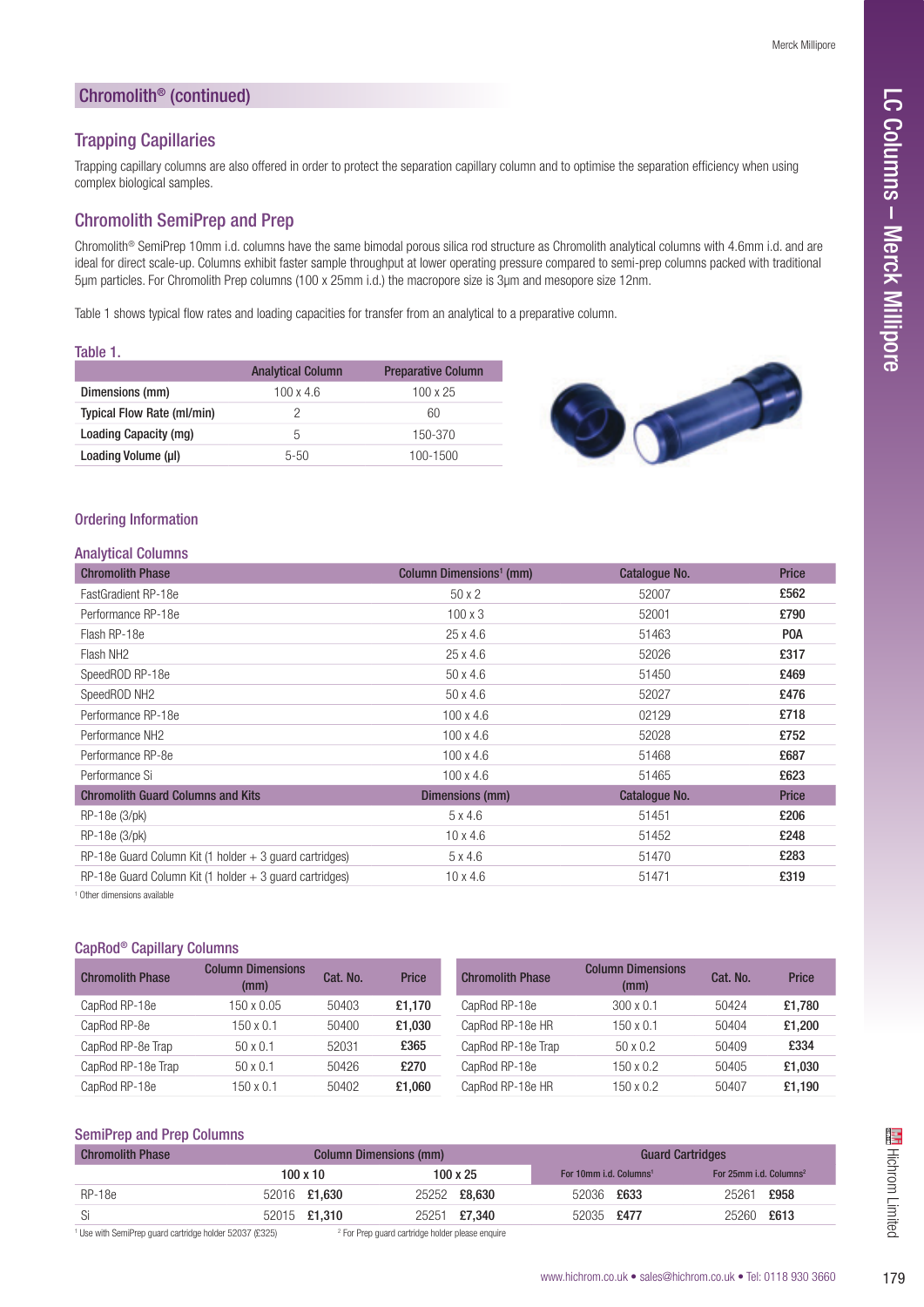## Chromolith® (continued)

### Trapping Capillaries

Trapping capillary columns are also offered in order to protect the separation capillary column and to optimise the separation efficiency when using complex biological samples.

### Chromolith SemiPrep and Prep

Chromolith® SemiPrep 10mm i.d. columns have the same bimodal porous silica rod structure as Chromolith analytical columns with 4.6mm i.d. and are ideal for direct scale-up. Columns exhibit faster sample throughput at lower operating pressure compared to semi-prep columns packed with traditional 5µm particles. For Chromolith Prep columns (100 x 25mm i.d.) the macropore size is 3µm and mesopore size 12nm.

Table 1 shows typical flow rates and loading capacities for transfer from an analytical to a preparative column.

**Table 1.**

| | Analytical Column | Preparative Column |
|---|---|---|
| Dimensions (mm) | 100 x 4.6 | 100 x 25 |
| Typical Flow Rate (ml/min) | 2 | 60 |
| Loading Capacity (mg) | 5 | 150-370 |
| Loading Volume (µl) | 5-50 | 100-1500 |

### Ordering Information

#### Analytical Columns

| Chromolith Phase | Column Dimensions[1] (mm) | Catalogue No. | Price |
|---|---|---|---|
| FastGradient RP-18e | 50 x 2 | 52007 | £562 |
| Performance RP-18e | 100 x 3 | 52001 | £790 |
| Flash RP-18e | 25 x 4.6 | 51463 | POA |
| Flash NH2 | 25 x 4.6 | 52026 | £317 |
| SpeedROD RP-18e | 50 x 4.6 | 51450 | £469 |
| SpeedROD NH2 | 50 x 4.6 | 52027 | £476 |
| Performance RP-18e | 100 x 4.6 | 02129 | £718 |
| Performance NH2 | 100 x 4.6 | 52028 | £752 |
| Performance RP-8e | 100 x 4.6 | 51468 | £687 |
| Performance Si | 100 x 4.6 | 51465 | £623 |
| **Chromolith Guard Columns and Kits** | **Dimensions (mm)** | **Catalogue No.** | **Price** |
| RP-18e (3/pk) | 5 x 4.6 | 51451 | £206 |
| RP-18e (3/pk) | 10 x 4.6 | 51452 | £248 |
| RP-18e Guard Column Kit (1 holder + 3 guard cartridges) | 5 x 4.6 | 51470 | £283 |
| RP-18e Guard Column Kit (1 holder + 3 guard cartridges) | 10 x 4.6 | 51471 | £319 |

[1] Other dimensions available

#### CapRod® Capillary Columns

| Chromolith Phase | Column Dimensions (mm) | Cat. No. | Price |
|---|---|---|---|
| CapRod RP-18e | 150 x 0.05 | 50403 | £1,170 |
| CapRod RP-8e | 150 x 0.1 | 50400 | £1,030 |
| CapRod RP-8e Trap | 50 x 0.1 | 52031 | £365 |
| CapRod RP-18e Trap | 50 x 0.1 | 50426 | £270 |
| CapRod RP-18e | 150 x 0.1 | 50402 | £1,060 |
| CapRod RP-18e | 300 x 0.1 | 50424 | £1,780 |
| CapRod RP-18e HR | 150 x 0.1 | 50404 | £1,200 |
| CapRod RP-18e Trap | 50 x 0.2 | 50409 | £334 |
| CapRod RP-18e | 150 x 0.2 | 50405 | £1,030 |
| CapRod RP-18e HR | 150 x 0.2 | 50407 | £1,190 |

#### SemiPrep and Prep Columns

| Chromolith Phase | Column Dimensions (mm) | | Guard Cartridges | |
|---|---|---|---|---|
| | 100 x 10 | 100 x 25 | For 10mm i.d. Columns[1] | For 25mm i.d. Columns[2] |
| RP-18e | 52016 £1,630 | 25252 £8,630 | 52036 £633 | 25261 £958 |
| Si | 52015 £1,310 | 25251 £7,340 | 52035 £477 | 25260 £613 |

[1] Use with SemiPrep guard cartridge holder 52037 (£325)   [2] For Prep guard cartridge holder please enquire